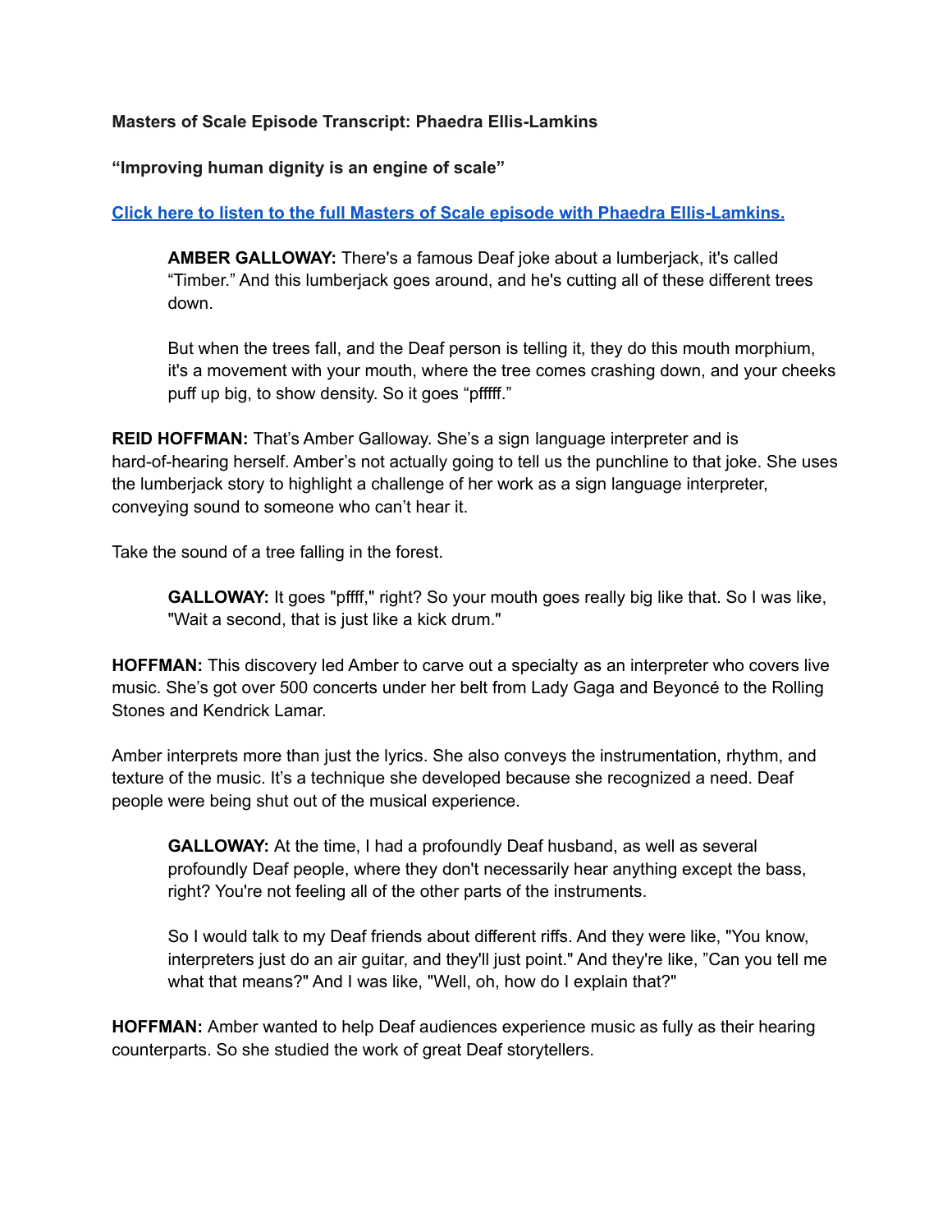**Masters of Scale Episode Transcript: Phaedra Ellis-Lamkins**

**"Improving human dignity is an engine of scale"**

**Click here to listen to the full Masters of Scale episode with Phaedra Ellis-Lamkins.**

> **AMBER GALLOWAY:** There's a famous Deaf joke about a lumberjack, it's called "Timber." And this lumberjack goes around, and he's cutting all of these different trees down.
>
> But when the trees fall, and the Deaf person is telling it, they do this mouth morphium, it's a movement with your mouth, where the tree comes crashing down, and your cheeks puff up big, to show density. So it goes "pfffff."

**REID HOFFMAN:** That's Amber Galloway. She's a sign language interpreter and is hard-of-hearing herself. Amber's not actually going to tell us the punchline to that joke. She uses the lumberjack story to highlight a challenge of her work as a sign language interpreter, conveying sound to someone who can't hear it.

Take the sound of a tree falling in the forest.

> **GALLOWAY:** It goes "pffff," right? So your mouth goes really big like that. So I was like, "Wait a second, that is just like a kick drum."

**HOFFMAN:** This discovery led Amber to carve out a specialty as an interpreter who covers live music. She's got over 500 concerts under her belt from Lady Gaga and Beyoncé to the Rolling Stones and Kendrick Lamar.

Amber interprets more than just the lyrics. She also conveys the instrumentation, rhythm, and texture of the music. It's a technique she developed because she recognized a need. Deaf people were being shut out of the musical experience.

> **GALLOWAY:** At the time, I had a profoundly Deaf husband, as well as several profoundly Deaf people, where they don't necessarily hear anything except the bass, right? You're not feeling all of the other parts of the instruments.
>
> So I would talk to my Deaf friends about different riffs. And they were like, "You know, interpreters just do an air guitar, and they'll just point." And they're like, "Can you tell me what that means?" And I was like, "Well, oh, how do I explain that?"

**HOFFMAN:** Amber wanted to help Deaf audiences experience music as fully as their hearing counterparts. So she studied the work of great Deaf storytellers.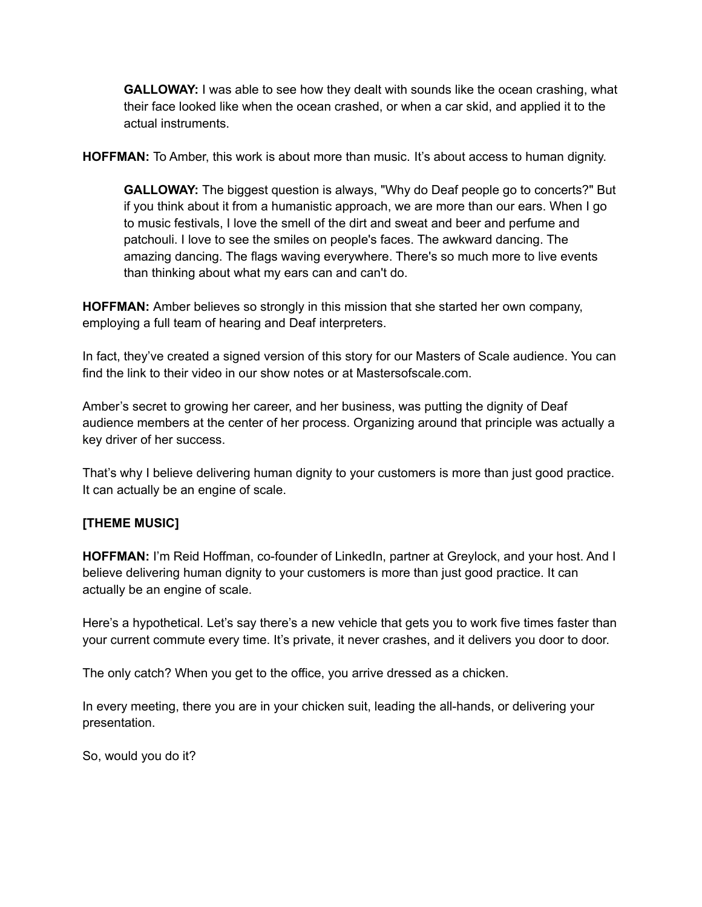> **GALLOWAY:** I was able to see how they dealt with sounds like the ocean crashing, what their face looked like when the ocean crashed, or when a car skid, and applied it to the actual instruments.

**HOFFMAN:** To Amber, this work is about more than music. It's about access to human dignity.

> **GALLOWAY:** The biggest question is always, "Why do Deaf people go to concerts?" But if you think about it from a humanistic approach, we are more than our ears. When I go to music festivals, I love the smell of the dirt and sweat and beer and perfume and patchouli. I love to see the smiles on people's faces. The awkward dancing. The amazing dancing. The flags waving everywhere. There's so much more to live events than thinking about what my ears can and can't do.

**HOFFMAN:** Amber believes so strongly in this mission that she started her own company, employing a full team of hearing and Deaf interpreters.

In fact, they've created a signed version of this story for our Masters of Scale audience. You can find the link to their video in our show notes or at Mastersofscale.com.

Amber's secret to growing her career, and her business, was putting the dignity of Deaf audience members at the center of her process. Organizing around that principle was actually a key driver of her success.

That's why I believe delivering human dignity to your customers is more than just good practice. It can actually be an engine of scale.

**[THEME MUSIC]**

**HOFFMAN:** I'm Reid Hoffman, co-founder of LinkedIn, partner at Greylock, and your host. And I believe delivering human dignity to your customers is more than just good practice. It can actually be an engine of scale.

Here's a hypothetical. Let's say there's a new vehicle that gets you to work five times faster than your current commute every time. It's private, it never crashes, and it delivers you door to door.

The only catch? When you get to the office, you arrive dressed as a chicken.

In every meeting, there you are in your chicken suit, leading the all-hands, or delivering your presentation.

So, would you do it?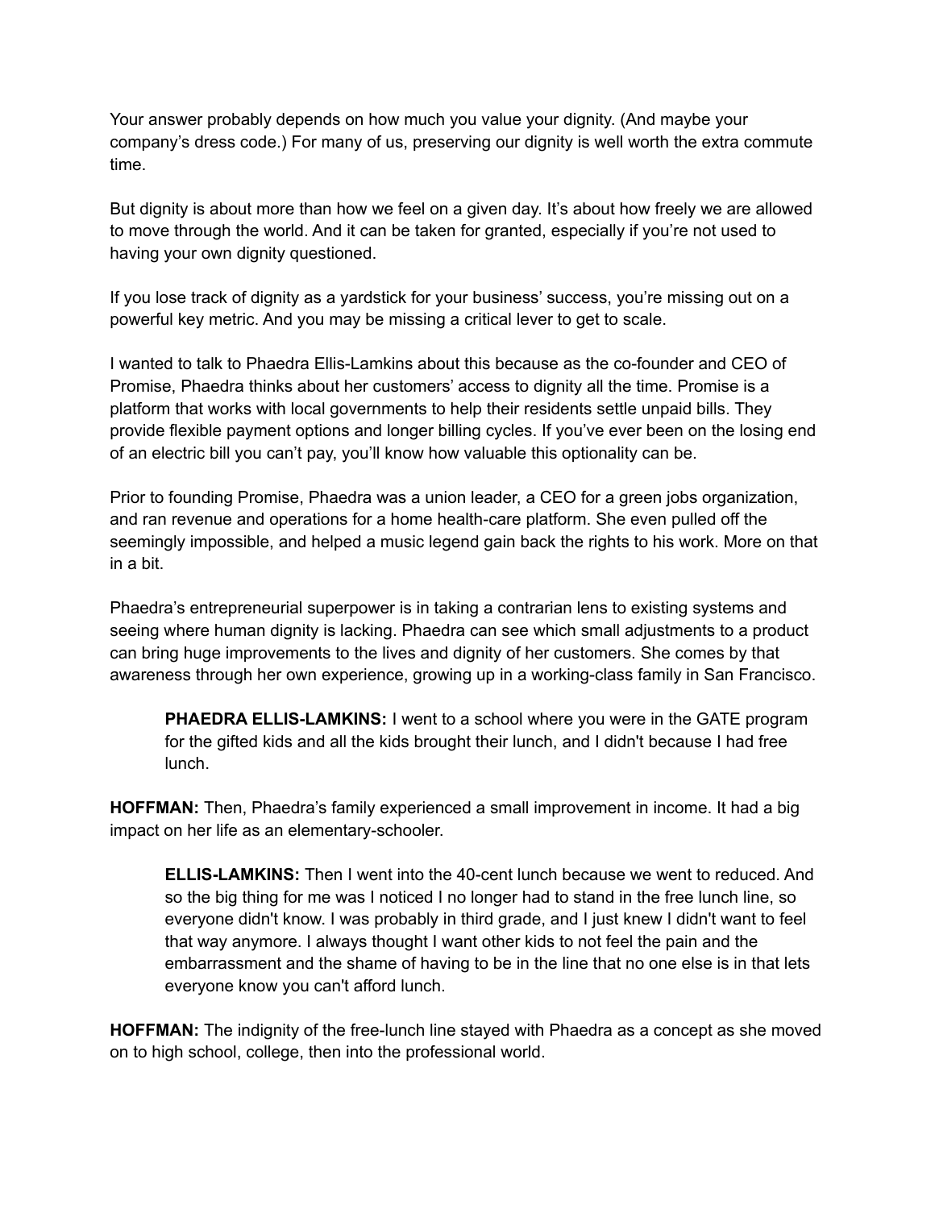Your answer probably depends on how much you value your dignity. (And maybe your company's dress code.) For many of us, preserving our dignity is well worth the extra commute time.

But dignity is about more than how we feel on a given day. It's about how freely we are allowed to move through the world. And it can be taken for granted, especially if you're not used to having your own dignity questioned.

If you lose track of dignity as a yardstick for your business' success, you're missing out on a powerful key metric. And you may be missing a critical lever to get to scale.

I wanted to talk to Phaedra Ellis-Lamkins about this because as the co-founder and CEO of Promise, Phaedra thinks about her customers' access to dignity all the time. Promise is a platform that works with local governments to help their residents settle unpaid bills. They provide flexible payment options and longer billing cycles. If you've ever been on the losing end of an electric bill you can't pay, you'll know how valuable this optionality can be.

Prior to founding Promise, Phaedra was a union leader, a CEO for a green jobs organization, and ran revenue and operations for a home health-care platform. She even pulled off the seemingly impossible, and helped a music legend gain back the rights to his work. More on that in a bit.

Phaedra's entrepreneurial superpower is in taking a contrarian lens to existing systems and seeing where human dignity is lacking. Phaedra can see which small adjustments to a product can bring huge improvements to the lives and dignity of her customers. She comes by that awareness through her own experience, growing up in a working-class family in San Francisco.

> **PHAEDRA ELLIS-LAMKINS:** I went to a school where you were in the GATE program for the gifted kids and all the kids brought their lunch, and I didn't because I had free lunch.

**HOFFMAN:** Then, Phaedra's family experienced a small improvement in income. It had a big impact on her life as an elementary-schooler.

> **ELLIS-LAMKINS:** Then I went into the 40-cent lunch because we went to reduced. And so the big thing for me was I noticed I no longer had to stand in the free lunch line, so everyone didn't know. I was probably in third grade, and I just knew I didn't want to feel that way anymore. I always thought I want other kids to not feel the pain and the embarrassment and the shame of having to be in the line that no one else is in that lets everyone know you can't afford lunch.

**HOFFMAN:** The indignity of the free-lunch line stayed with Phaedra as a concept as she moved on to high school, college, then into the professional world.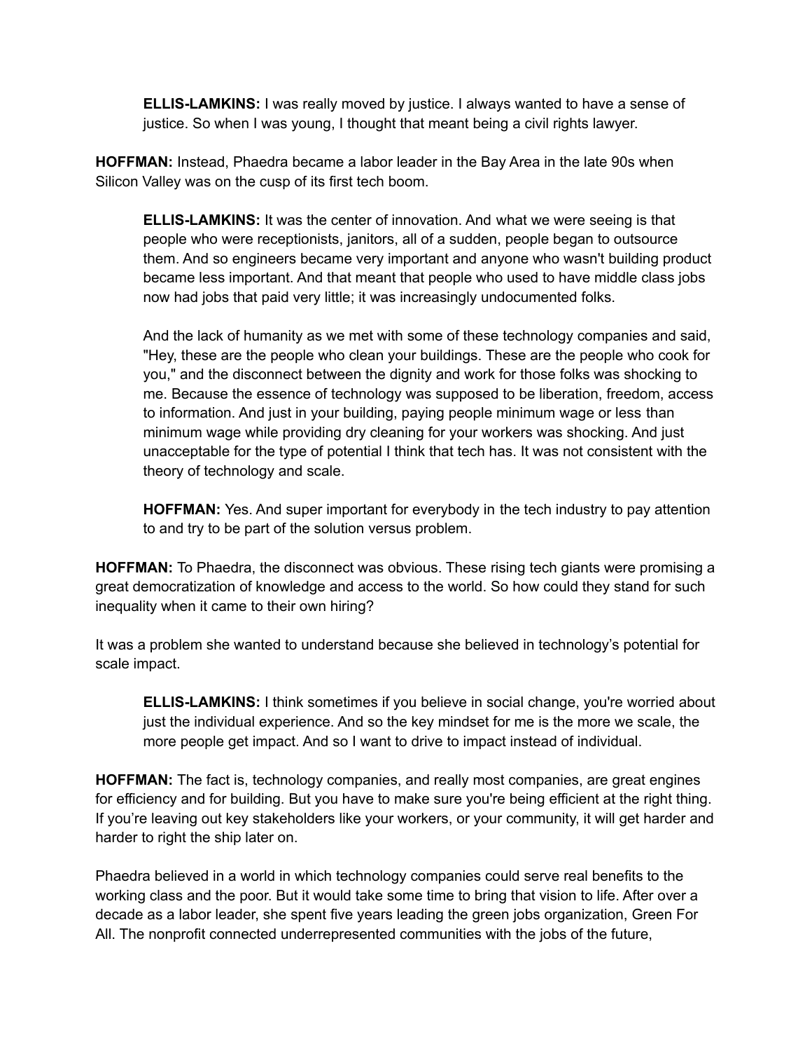**ELLIS-LAMKINS:** I was really moved by justice. I always wanted to have a sense of justice. So when I was young, I thought that meant being a civil rights lawyer.

**HOFFMAN:** Instead, Phaedra became a labor leader in the Bay Area in the late 90s when Silicon Valley was on the cusp of its first tech boom.

**ELLIS-LAMKINS:** It was the center of innovation. And what we were seeing is that people who were receptionists, janitors, all of a sudden, people began to outsource them. And so engineers became very important and anyone who wasn't building product became less important. And that meant that people who used to have middle class jobs now had jobs that paid very little; it was increasingly undocumented folks.

And the lack of humanity as we met with some of these technology companies and said, "Hey, these are the people who clean your buildings. These are the people who cook for you," and the disconnect between the dignity and work for those folks was shocking to me. Because the essence of technology was supposed to be liberation, freedom, access to information. And just in your building, paying people minimum wage or less than minimum wage while providing dry cleaning for your workers was shocking. And just unacceptable for the type of potential I think that tech has. It was not consistent with the theory of technology and scale.

**HOFFMAN:** Yes. And super important for everybody in the tech industry to pay attention to and try to be part of the solution versus problem.

**HOFFMAN:** To Phaedra, the disconnect was obvious. These rising tech giants were promising a great democratization of knowledge and access to the world. So how could they stand for such inequality when it came to their own hiring?

It was a problem she wanted to understand because she believed in technology's potential for scale impact.

**ELLIS-LAMKINS:** I think sometimes if you believe in social change, you're worried about just the individual experience. And so the key mindset for me is the more we scale, the more people get impact. And so I want to drive to impact instead of individual.

**HOFFMAN:** The fact is, technology companies, and really most companies, are great engines for efficiency and for building. But you have to make sure you're being efficient at the right thing. If you're leaving out key stakeholders like your workers, or your community, it will get harder and harder to right the ship later on.

Phaedra believed in a world in which technology companies could serve real benefits to the working class and the poor. But it would take some time to bring that vision to life. After over a decade as a labor leader, she spent five years leading the green jobs organization, Green For All. The nonprofit connected underrepresented communities with the jobs of the future,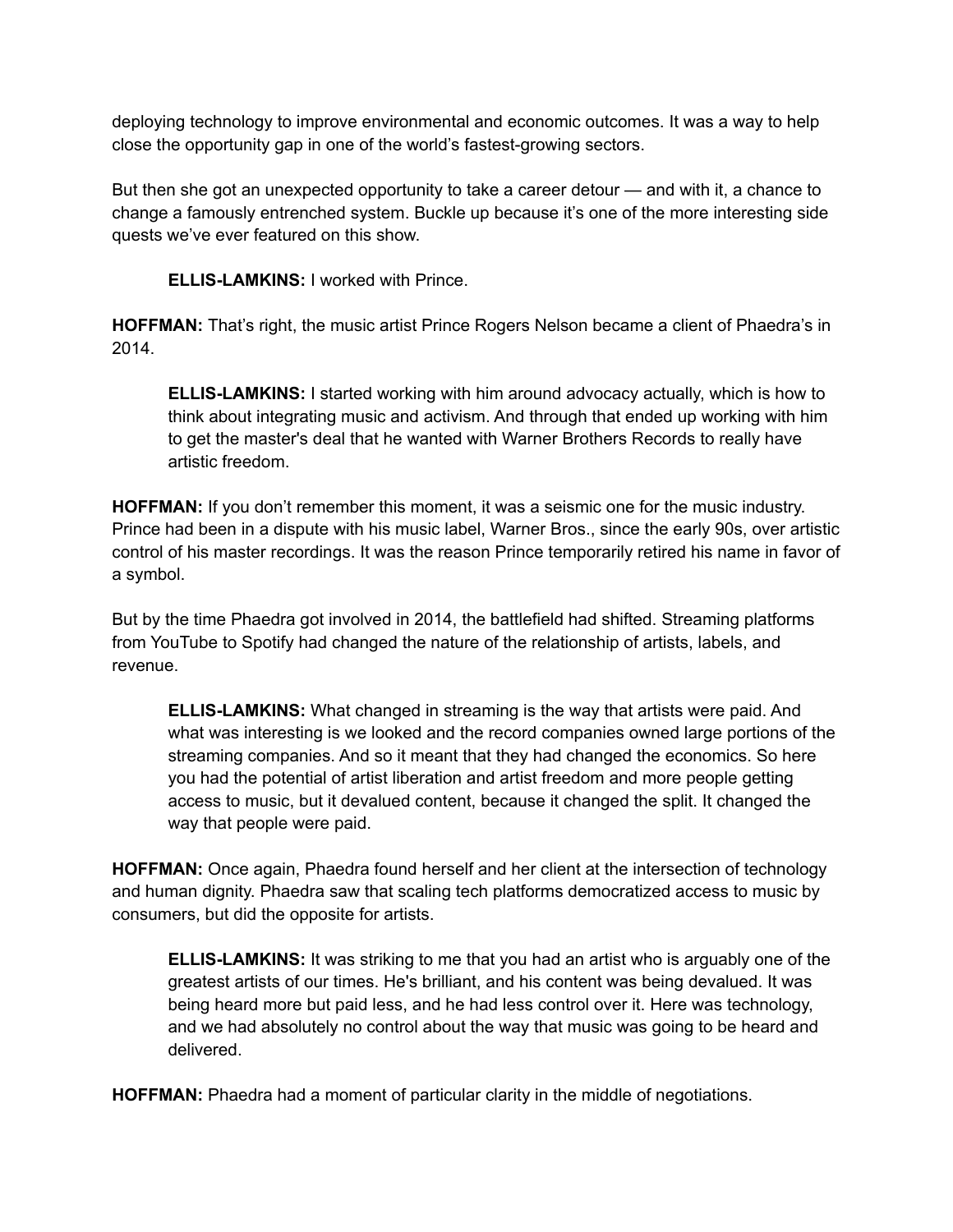deploying technology to improve environmental and economic outcomes. It was a way to help close the opportunity gap in one of the world's fastest-growing sectors.

But then she got an unexpected opportunity to take a career detour — and with it, a chance to change a famously entrenched system. Buckle up because it's one of the more interesting side quests we've ever featured on this show.

> **ELLIS-LAMKINS:** I worked with Prince.

**HOFFMAN:** That's right, the music artist Prince Rogers Nelson became a client of Phaedra's in 2014.

> **ELLIS-LAMKINS:** I started working with him around advocacy actually, which is how to think about integrating music and activism. And through that ended up working with him to get the master's deal that he wanted with Warner Brothers Records to really have artistic freedom.

**HOFFMAN:** If you don't remember this moment, it was a seismic one for the music industry. Prince had been in a dispute with his music label, Warner Bros., since the early 90s, over artistic control of his master recordings. It was the reason Prince temporarily retired his name in favor of a symbol.

But by the time Phaedra got involved in 2014, the battlefield had shifted. Streaming platforms from YouTube to Spotify had changed the nature of the relationship of artists, labels, and revenue.

> **ELLIS-LAMKINS:** What changed in streaming is the way that artists were paid. And what was interesting is we looked and the record companies owned large portions of the streaming companies. And so it meant that they had changed the economics. So here you had the potential of artist liberation and artist freedom and more people getting access to music, but it devalued content, because it changed the split. It changed the way that people were paid.

**HOFFMAN:** Once again, Phaedra found herself and her client at the intersection of technology and human dignity. Phaedra saw that scaling tech platforms democratized access to music by consumers, but did the opposite for artists.

> **ELLIS-LAMKINS:** It was striking to me that you had an artist who is arguably one of the greatest artists of our times. He's brilliant, and his content was being devalued. It was being heard more but paid less, and he had less control over it. Here was technology, and we had absolutely no control about the way that music was going to be heard and delivered.

**HOFFMAN:** Phaedra had a moment of particular clarity in the middle of negotiations.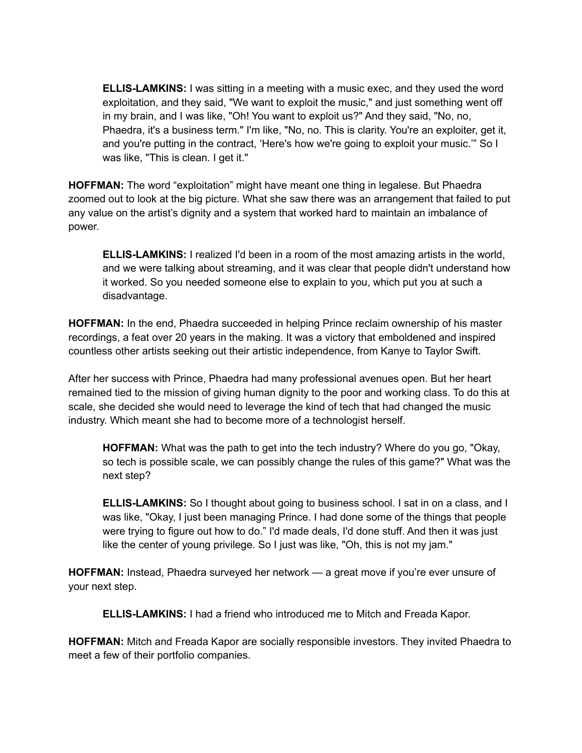> **ELLIS-LAMKINS:** I was sitting in a meeting with a music exec, and they used the word exploitation, and they said, "We want to exploit the music," and just something went off in my brain, and I was like, "Oh! You want to exploit us?" And they said, "No, no, Phaedra, it's a business term." I'm like, "No, no. This is clarity. You're an exploiter, get it, and you're putting in the contract, 'Here's how we're going to exploit your music.'" So I was like, "This is clean. I get it."

**HOFFMAN:** The word "exploitation" might have meant one thing in legalese. But Phaedra zoomed out to look at the big picture. What she saw there was an arrangement that failed to put any value on the artist's dignity and a system that worked hard to maintain an imbalance of power.

> **ELLIS-LAMKINS:** I realized I'd been in a room of the most amazing artists in the world, and we were talking about streaming, and it was clear that people didn't understand how it worked. So you needed someone else to explain to you, which put you at such a disadvantage.

**HOFFMAN:** In the end, Phaedra succeeded in helping Prince reclaim ownership of his master recordings, a feat over 20 years in the making. It was a victory that emboldened and inspired countless other artists seeking out their artistic independence, from Kanye to Taylor Swift.

After her success with Prince, Phaedra had many professional avenues open. But her heart remained tied to the mission of giving human dignity to the poor and working class. To do this at scale, she decided she would need to leverage the kind of tech that had changed the music industry. Which meant she had to become more of a technologist herself.

> **HOFFMAN:** What was the path to get into the tech industry? Where do you go, "Okay, so tech is possible scale, we can possibly change the rules of this game?" What was the next step?
>
> **ELLIS-LAMKINS:** So I thought about going to business school. I sat in on a class, and I was like, "Okay, I just been managing Prince. I had done some of the things that people were trying to figure out how to do." I'd made deals, I'd done stuff. And then it was just like the center of young privilege. So I just was like, "Oh, this is not my jam."

**HOFFMAN:** Instead, Phaedra surveyed her network — a great move if you're ever unsure of your next step.

> **ELLIS-LAMKINS:** I had a friend who introduced me to Mitch and Freada Kapor.

**HOFFMAN:** Mitch and Freada Kapor are socially responsible investors. They invited Phaedra to meet a few of their portfolio companies.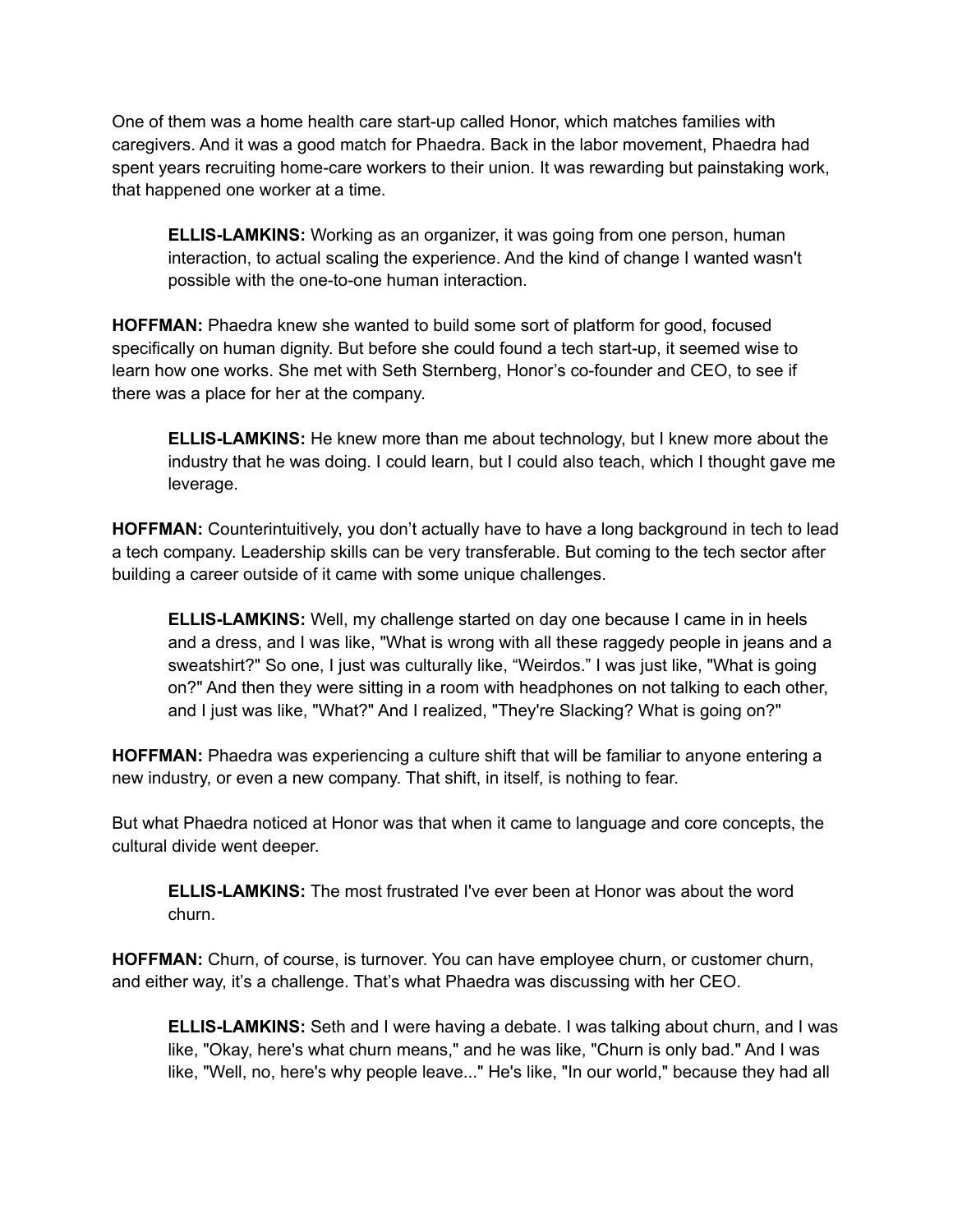One of them was a home health care start-up called Honor, which matches families with caregivers. And it was a good match for Phaedra. Back in the labor movement, Phaedra had spent years recruiting home-care workers to their union. It was rewarding but painstaking work, that happened one worker at a time.

> **ELLIS-LAMKINS:** Working as an organizer, it was going from one person, human interaction, to actual scaling the experience. And the kind of change I wanted wasn't possible with the one-to-one human interaction.

**HOFFMAN:** Phaedra knew she wanted to build some sort of platform for good, focused specifically on human dignity. But before she could found a tech start-up, it seemed wise to learn how one works. She met with Seth Sternberg, Honor's co-founder and CEO, to see if there was a place for her at the company.

> **ELLIS-LAMKINS:** He knew more than me about technology, but I knew more about the industry that he was doing. I could learn, but I could also teach, which I thought gave me leverage.

**HOFFMAN:** Counterintuitively, you don't actually have to have a long background in tech to lead a tech company. Leadership skills can be very transferable. But coming to the tech sector after building a career outside of it came with some unique challenges.

> **ELLIS-LAMKINS:** Well, my challenge started on day one because I came in in heels and a dress, and I was like, "What is wrong with all these raggedy people in jeans and a sweatshirt?" So one, I just was culturally like, "Weirdos." I was just like, "What is going on?" And then they were sitting in a room with headphones on not talking to each other, and I just was like, "What?" And I realized, "They're Slacking? What is going on?"

**HOFFMAN:** Phaedra was experiencing a culture shift that will be familiar to anyone entering a new industry, or even a new company. That shift, in itself, is nothing to fear.

But what Phaedra noticed at Honor was that when it came to language and core concepts, the cultural divide went deeper.

> **ELLIS-LAMKINS:** The most frustrated I've ever been at Honor was about the word churn.

**HOFFMAN:** Churn, of course, is turnover. You can have employee churn, or customer churn, and either way, it's a challenge. That's what Phaedra was discussing with her CEO.

> **ELLIS-LAMKINS:** Seth and I were having a debate. I was talking about churn, and I was like, "Okay, here's what churn means," and he was like, "Churn is only bad." And I was like, "Well, no, here's why people leave..." He's like, "In our world," because they had all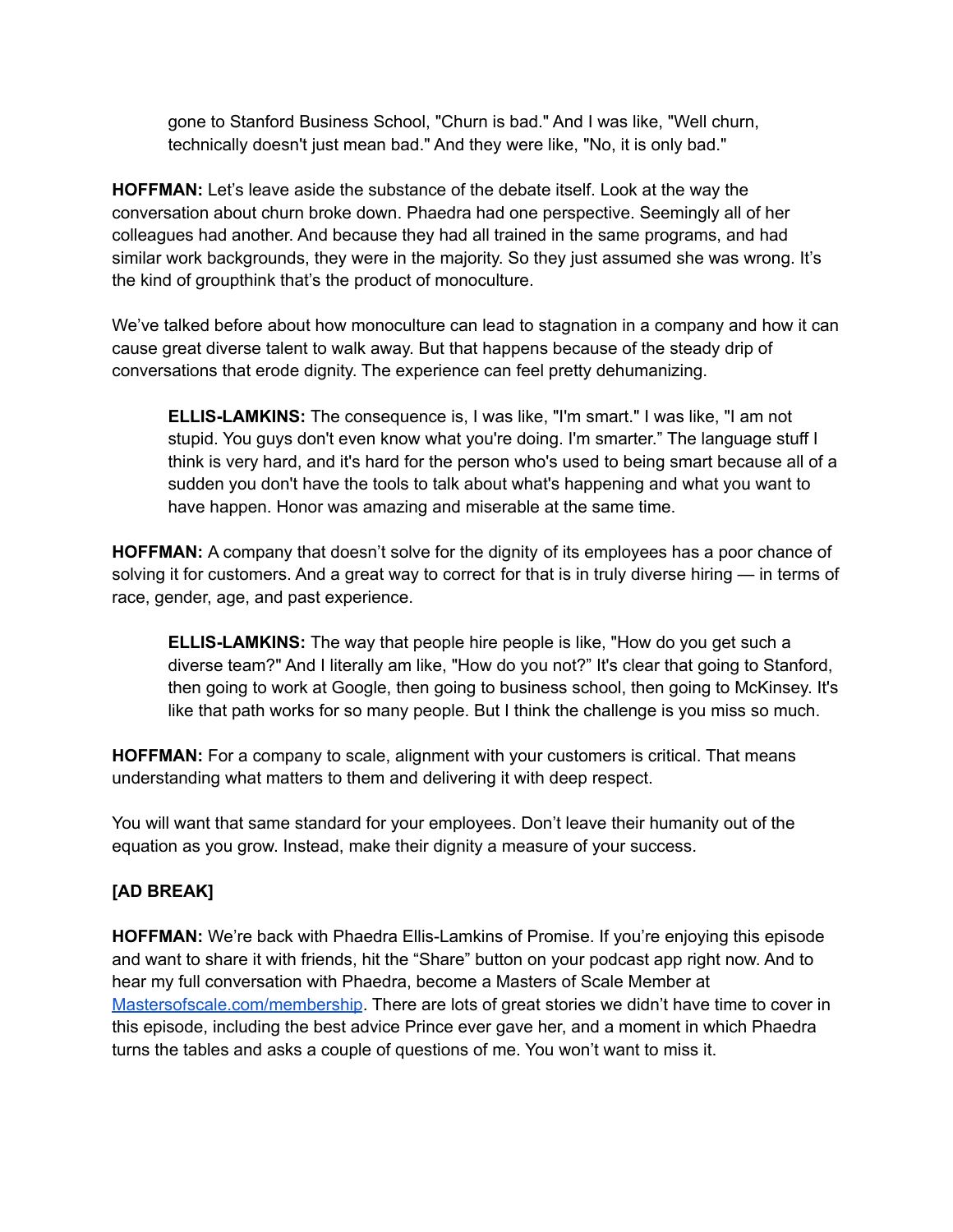gone to Stanford Business School, "Churn is bad." And I was like, "Well churn, technically doesn't just mean bad." And they were like, "No, it is only bad."

**HOFFMAN:** Let's leave aside the substance of the debate itself. Look at the way the conversation about churn broke down. Phaedra had one perspective. Seemingly all of her colleagues had another. And because they had all trained in the same programs, and had similar work backgrounds, they were in the majority. So they just assumed she was wrong. It's the kind of groupthink that's the product of monoculture.

We've talked before about how monoculture can lead to stagnation in a company and how it can cause great diverse talent to walk away. But that happens because of the steady drip of conversations that erode dignity. The experience can feel pretty dehumanizing.

> **ELLIS-LAMKINS:** The consequence is, I was like, "I'm smart." I was like, "I am not stupid. You guys don't even know what you're doing. I'm smarter." The language stuff I think is very hard, and it's hard for the person who's used to being smart because all of a sudden you don't have the tools to talk about what's happening and what you want to have happen. Honor was amazing and miserable at the same time.

**HOFFMAN:** A company that doesn't solve for the dignity of its employees has a poor chance of solving it for customers. And a great way to correct for that is in truly diverse hiring — in terms of race, gender, age, and past experience.

> **ELLIS-LAMKINS:** The way that people hire people is like, "How do you get such a diverse team?" And I literally am like, "How do you not?" It's clear that going to Stanford, then going to work at Google, then going to business school, then going to McKinsey. It's like that path works for so many people. But I think the challenge is you miss so much.

**HOFFMAN:** For a company to scale, alignment with your customers is critical. That means understanding what matters to them and delivering it with deep respect.

You will want that same standard for your employees. Don't leave their humanity out of the equation as you grow. Instead, make their dignity a measure of your success.

**[AD BREAK]**

**HOFFMAN:** We're back with Phaedra Ellis-Lamkins of Promise. If you're enjoying this episode and want to share it with friends, hit the "Share" button on your podcast app right now. And to hear my full conversation with Phaedra, become a Masters of Scale Member at [Mastersofscale.com/membership](Mastersofscale.com/membership). There are lots of great stories we didn't have time to cover in this episode, including the best advice Prince ever gave her, and a moment in which Phaedra turns the tables and asks a couple of questions of me. You won't want to miss it.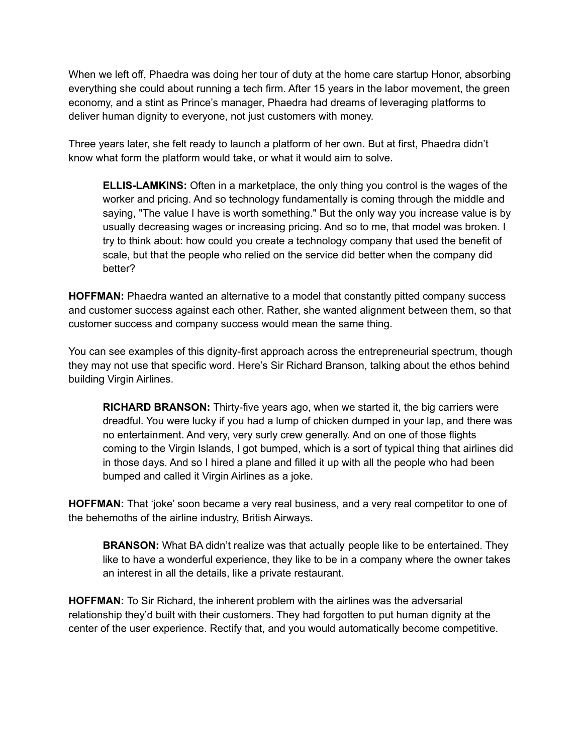When we left off, Phaedra was doing her tour of duty at the home care startup Honor, absorbing everything she could about running a tech firm. After 15 years in the labor movement, the green economy, and a stint as Prince's manager, Phaedra had dreams of leveraging platforms to deliver human dignity to everyone, not just customers with money.

Three years later, she felt ready to launch a platform of her own. But at first, Phaedra didn't know what form the platform would take, or what it would aim to solve.

> **ELLIS-LAMKINS:** Often in a marketplace, the only thing you control is the wages of the worker and pricing. And so technology fundamentally is coming through the middle and saying, "The value I have is worth something." But the only way you increase value is by usually decreasing wages or increasing pricing. And so to me, that model was broken. I try to think about: how could you create a technology company that used the benefit of scale, but that the people who relied on the service did better when the company did better?

**HOFFMAN:** Phaedra wanted an alternative to a model that constantly pitted company success and customer success against each other. Rather, she wanted alignment between them, so that customer success and company success would mean the same thing.

You can see examples of this dignity-first approach across the entrepreneurial spectrum, though they may not use that specific word. Here's Sir Richard Branson, talking about the ethos behind building Virgin Airlines.

> **RICHARD BRANSON:** Thirty-five years ago, when we started it, the big carriers were dreadful. You were lucky if you had a lump of chicken dumped in your lap, and there was no entertainment. And very, very surly crew generally. And on one of those flights coming to the Virgin Islands, I got bumped, which is a sort of typical thing that airlines did in those days. And so I hired a plane and filled it up with all the people who had been bumped and called it Virgin Airlines as a joke.

**HOFFMAN:** That 'joke' soon became a very real business, and a very real competitor to one of the behemoths of the airline industry, British Airways.

> **BRANSON:** What BA didn't realize was that actually people like to be entertained. They like to have a wonderful experience, they like to be in a company where the owner takes an interest in all the details, like a private restaurant.

**HOFFMAN:** To Sir Richard, the inherent problem with the airlines was the adversarial relationship they'd built with their customers. They had forgotten to put human dignity at the center of the user experience. Rectify that, and you would automatically become competitive.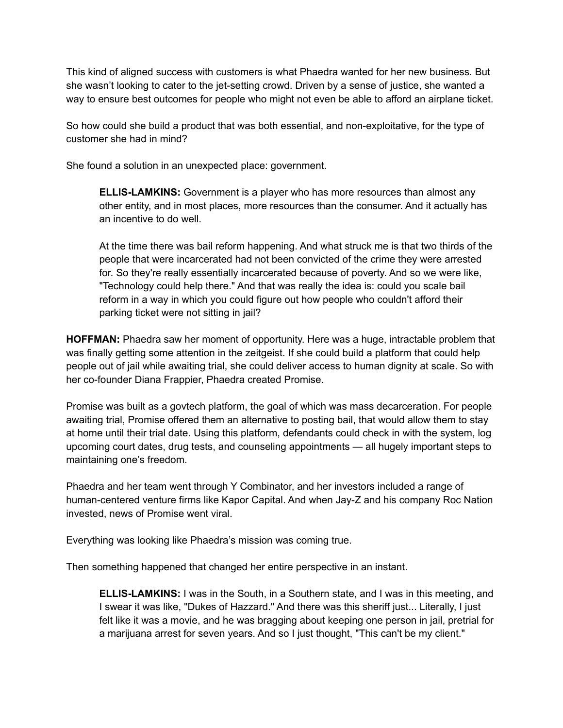This kind of aligned success with customers is what Phaedra wanted for her new business. But she wasn't looking to cater to the jet-setting crowd. Driven by a sense of justice, she wanted a way to ensure best outcomes for people who might not even be able to afford an airplane ticket.

So how could she build a product that was both essential, and non-exploitative, for the type of customer she had in mind?

She found a solution in an unexpected place: government.

> **ELLIS-LAMKINS:** Government is a player who has more resources than almost any other entity, and in most places, more resources than the consumer. And it actually has an incentive to do well.
>
> At the time there was bail reform happening. And what struck me is that two thirds of the people that were incarcerated had not been convicted of the crime they were arrested for. So they're really essentially incarcerated because of poverty. And so we were like, "Technology could help there." And that was really the idea is: could you scale bail reform in a way in which you could figure out how people who couldn't afford their parking ticket were not sitting in jail?

**HOFFMAN:** Phaedra saw her moment of opportunity. Here was a huge, intractable problem that was finally getting some attention in the zeitgeist. If she could build a platform that could help people out of jail while awaiting trial, she could deliver access to human dignity at scale. So with her co-founder Diana Frappier, Phaedra created Promise.

Promise was built as a govtech platform, the goal of which was mass decarceration. For people awaiting trial, Promise offered them an alternative to posting bail, that would allow them to stay at home until their trial date. Using this platform, defendants could check in with the system, log upcoming court dates, drug tests, and counseling appointments — all hugely important steps to maintaining one's freedom.

Phaedra and her team went through Y Combinator, and her investors included a range of human-centered venture firms like Kapor Capital. And when Jay-Z and his company Roc Nation invested, news of Promise went viral.

Everything was looking like Phaedra's mission was coming true.

Then something happened that changed her entire perspective in an instant.

> **ELLIS-LAMKINS:** I was in the South, in a Southern state, and I was in this meeting, and I swear it was like, "Dukes of Hazzard." And there was this sheriff just... Literally, I just felt like it was a movie, and he was bragging about keeping one person in jail, pretrial for a marijuana arrest for seven years. And so I just thought, "This can't be my client."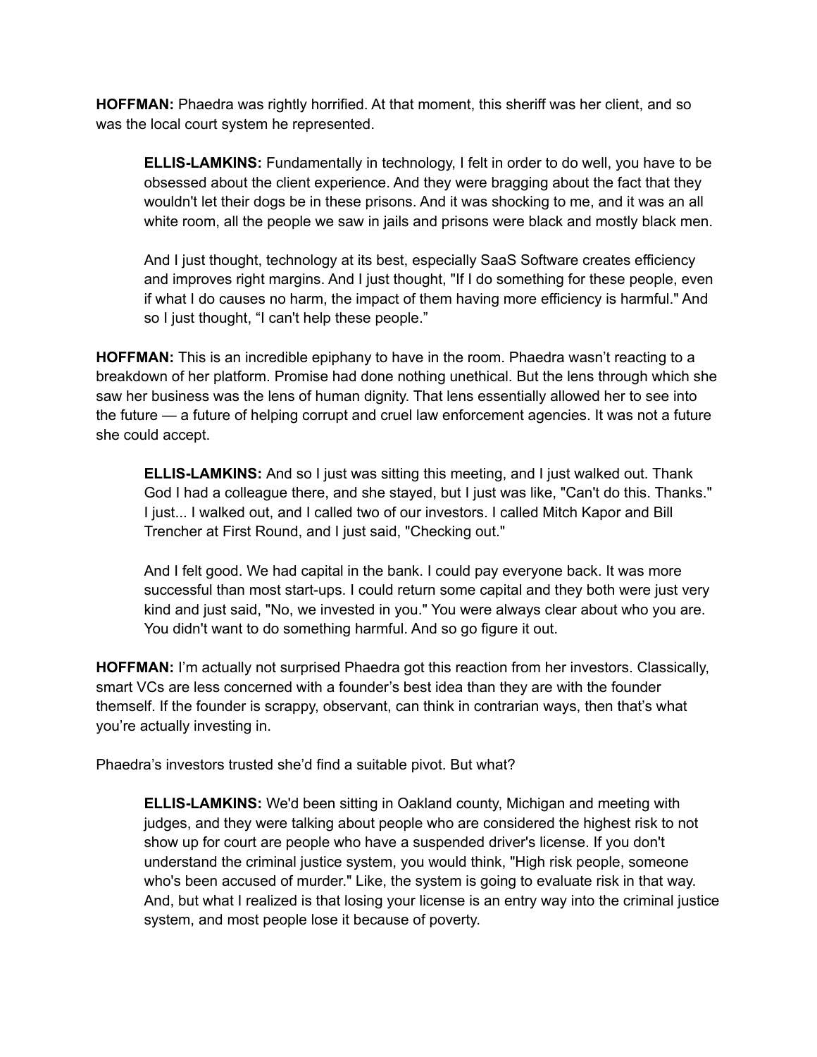**HOFFMAN:** Phaedra was rightly horrified. At that moment, this sheriff was her client, and so was the local court system he represented.

> **ELLIS-LAMKINS:** Fundamentally in technology, I felt in order to do well, you have to be obsessed about the client experience. And they were bragging about the fact that they wouldn't let their dogs be in these prisons. And it was shocking to me, and it was an all white room, all the people we saw in jails and prisons were black and mostly black men.
>
> And I just thought, technology at its best, especially SaaS Software creates efficiency and improves right margins. And I just thought, "If I do something for these people, even if what I do causes no harm, the impact of them having more efficiency is harmful." And so I just thought, "I can't help these people."

**HOFFMAN:** This is an incredible epiphany to have in the room. Phaedra wasn't reacting to a breakdown of her platform. Promise had done nothing unethical. But the lens through which she saw her business was the lens of human dignity. That lens essentially allowed her to see into the future — a future of helping corrupt and cruel law enforcement agencies. It was not a future she could accept.

> **ELLIS-LAMKINS:** And so I just was sitting this meeting, and I just walked out. Thank God I had a colleague there, and she stayed, but I just was like, "Can't do this. Thanks." I just... I walked out, and I called two of our investors. I called Mitch Kapor and Bill Trencher at First Round, and I just said, "Checking out."
>
> And I felt good. We had capital in the bank. I could pay everyone back. It was more successful than most start-ups. I could return some capital and they both were just very kind and just said, "No, we invested in you." You were always clear about who you are. You didn't want to do something harmful. And so go figure it out.

**HOFFMAN:** I'm actually not surprised Phaedra got this reaction from her investors. Classically, smart VCs are less concerned with a founder's best idea than they are with the founder themself. If the founder is scrappy, observant, can think in contrarian ways, then that's what you're actually investing in.

Phaedra's investors trusted she'd find a suitable pivot. But what?

> **ELLIS-LAMKINS:** We'd been sitting in Oakland county, Michigan and meeting with judges, and they were talking about people who are considered the highest risk to not show up for court are people who have a suspended driver's license. If you don't understand the criminal justice system, you would think, "High risk people, someone who's been accused of murder." Like, the system is going to evaluate risk in that way. And, but what I realized is that losing your license is an entry way into the criminal justice system, and most people lose it because of poverty.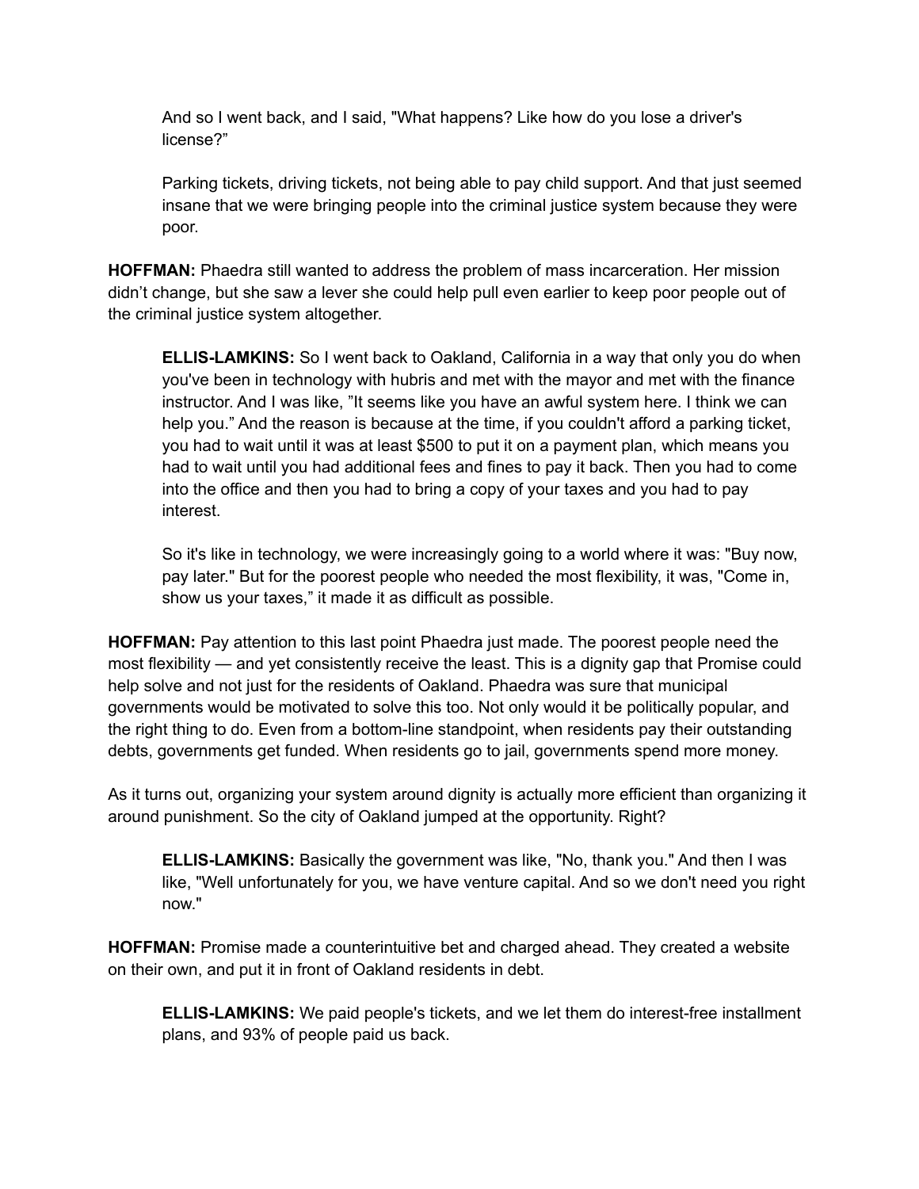> And so I went back, and I said, "What happens? Like how do you lose a driver's license?”
>
> Parking tickets, driving tickets, not being able to pay child support. And that just seemed insane that we were bringing people into the criminal justice system because they were poor.

**HOFFMAN:** Phaedra still wanted to address the problem of mass incarceration. Her mission didn't change, but she saw a lever she could help pull even earlier to keep poor people out of the criminal justice system altogether.

> **ELLIS-LAMKINS:** So I went back to Oakland, California in a way that only you do when you've been in technology with hubris and met with the mayor and met with the finance instructor. And I was like, ”It seems like you have an awful system here. I think we can help you.” And the reason is because at the time, if you couldn't afford a parking ticket, you had to wait until it was at least $500 to put it on a payment plan, which means you had to wait until you had additional fees and fines to pay it back. Then you had to come into the office and then you had to bring a copy of your taxes and you had to pay interest.
>
> So it's like in technology, we were increasingly going to a world where it was: "Buy now, pay later." But for the poorest people who needed the most flexibility, it was, "Come in, show us your taxes,” it made it as difficult as possible.

**HOFFMAN:** Pay attention to this last point Phaedra just made. The poorest people need the most flexibility — and yet consistently receive the least. This is a dignity gap that Promise could help solve and not just for the residents of Oakland. Phaedra was sure that municipal governments would be motivated to solve this too. Not only would it be politically popular, and the right thing to do. Even from a bottom-line standpoint, when residents pay their outstanding debts, governments get funded. When residents go to jail, governments spend more money.

As it turns out, organizing your system around dignity is actually more efficient than organizing it around punishment. So the city of Oakland jumped at the opportunity. Right?

> **ELLIS-LAMKINS:** Basically the government was like, "No, thank you." And then I was like, "Well unfortunately for you, we have venture capital. And so we don't need you right now."

**HOFFMAN:** Promise made a counterintuitive bet and charged ahead. They created a website on their own, and put it in front of Oakland residents in debt.

> **ELLIS-LAMKINS:** We paid people's tickets, and we let them do interest-free installment plans, and 93% of people paid us back.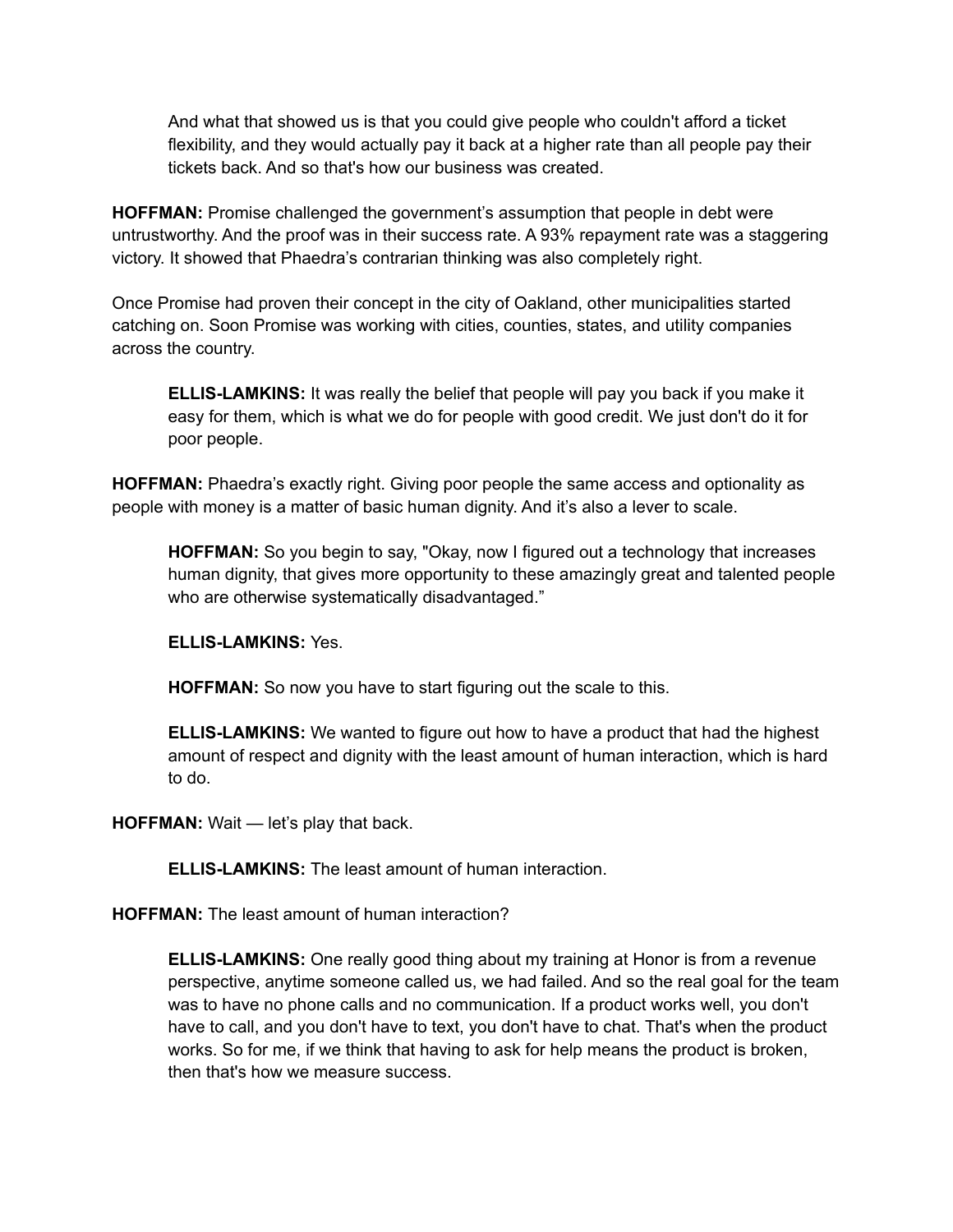And what that showed us is that you could give people who couldn't afford a ticket flexibility, and they would actually pay it back at a higher rate than all people pay their tickets back. And so that's how our business was created.

**HOFFMAN:** Promise challenged the government's assumption that people in debt were untrustworthy. And the proof was in their success rate. A 93% repayment rate was a staggering victory. It showed that Phaedra's contrarian thinking was also completely right.

Once Promise had proven their concept in the city of Oakland, other municipalities started catching on. Soon Promise was working with cities, counties, states, and utility companies across the country.

**ELLIS-LAMKINS:** It was really the belief that people will pay you back if you make it easy for them, which is what we do for people with good credit. We just don't do it for poor people.

**HOFFMAN:** Phaedra's exactly right. Giving poor people the same access and optionality as people with money is a matter of basic human dignity. And it's also a lever to scale.

**HOFFMAN:** So you begin to say, "Okay, now I figured out a technology that increases human dignity, that gives more opportunity to these amazingly great and talented people who are otherwise systematically disadvantaged."

**ELLIS-LAMKINS:** Yes.

**HOFFMAN:** So now you have to start figuring out the scale to this.

**ELLIS-LAMKINS:** We wanted to figure out how to have a product that had the highest amount of respect and dignity with the least amount of human interaction, which is hard to do.

**HOFFMAN:** Wait — let's play that back.

**ELLIS-LAMKINS:** The least amount of human interaction.

**HOFFMAN:** The least amount of human interaction?

**ELLIS-LAMKINS:** One really good thing about my training at Honor is from a revenue perspective, anytime someone called us, we had failed. And so the real goal for the team was to have no phone calls and no communication. If a product works well, you don't have to call, and you don't have to text, you don't have to chat. That's when the product works. So for me, if we think that having to ask for help means the product is broken, then that's how we measure success.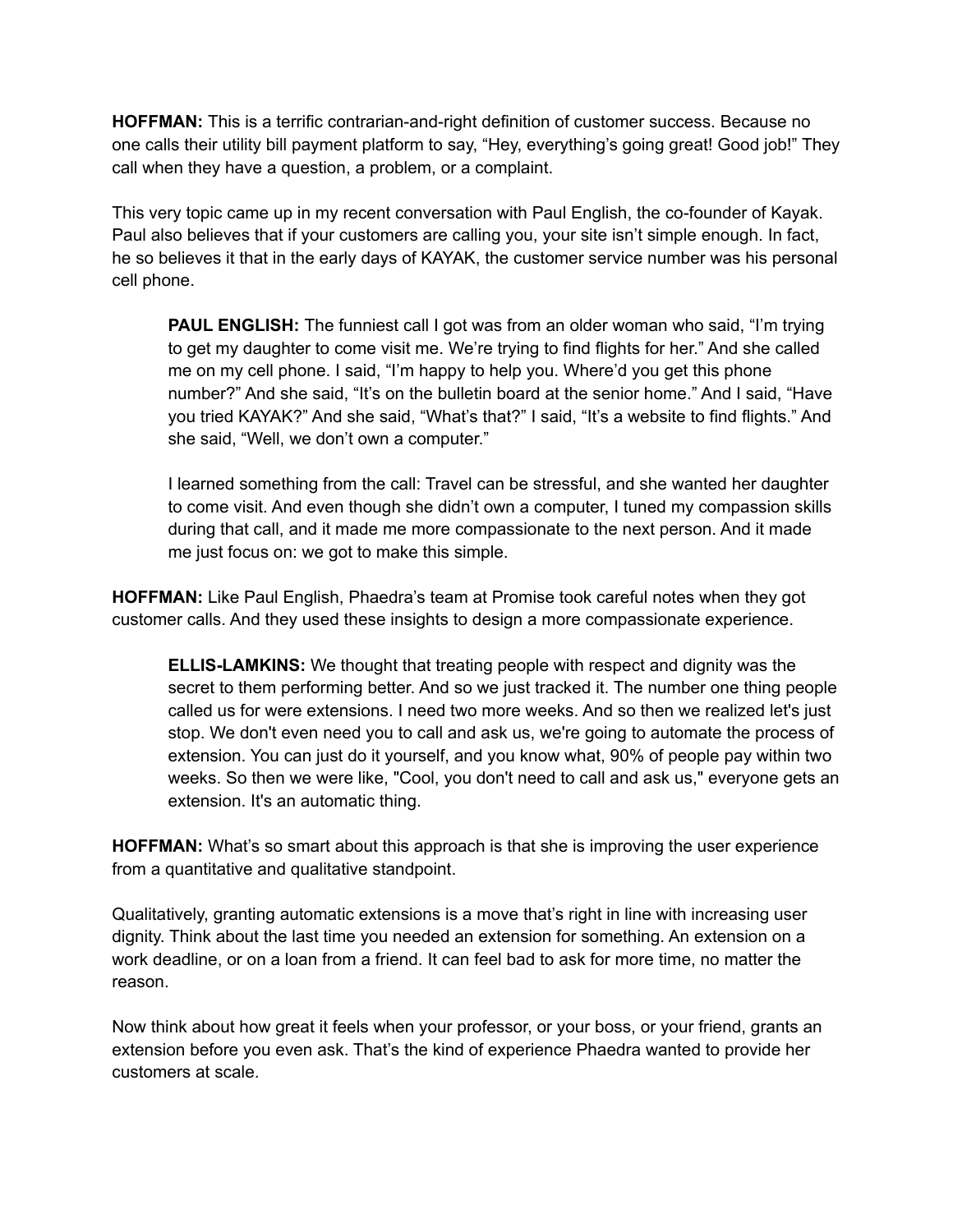**HOFFMAN:** This is a terrific contrarian-and-right definition of customer success. Because no one calls their utility bill payment platform to say, "Hey, everything's going great! Good job!" They call when they have a question, a problem, or a complaint.

This very topic came up in my recent conversation with Paul English, the co-founder of Kayak. Paul also believes that if your customers are calling you, your site isn't simple enough. In fact, he so believes it that in the early days of KAYAK, the customer service number was his personal cell phone.

> **PAUL ENGLISH:** The funniest call I got was from an older woman who said, "I'm trying to get my daughter to come visit me. We're trying to find flights for her." And she called me on my cell phone. I said, "I'm happy to help you. Where'd you get this phone number?" And she said, "It's on the bulletin board at the senior home." And I said, "Have you tried KAYAK?" And she said, "What's that?" I said, "It's a website to find flights." And she said, "Well, we don't own a computer."
>
> I learned something from the call: Travel can be stressful, and she wanted her daughter to come visit. And even though she didn't own a computer, I tuned my compassion skills during that call, and it made me more compassionate to the next person. And it made me just focus on: we got to make this simple.

**HOFFMAN:** Like Paul English, Phaedra's team at Promise took careful notes when they got customer calls. And they used these insights to design a more compassionate experience.

> **ELLIS-LAMKINS:** We thought that treating people with respect and dignity was the secret to them performing better. And so we just tracked it. The number one thing people called us for were extensions. I need two more weeks. And so then we realized let's just stop. We don't even need you to call and ask us, we're going to automate the process of extension. You can just do it yourself, and you know what, 90% of people pay within two weeks. So then we were like, "Cool, you don't need to call and ask us," everyone gets an extension. It's an automatic thing.

**HOFFMAN:** What's so smart about this approach is that she is improving the user experience from a quantitative and qualitative standpoint.

Qualitatively, granting automatic extensions is a move that's right in line with increasing user dignity. Think about the last time you needed an extension for something. An extension on a work deadline, or on a loan from a friend. It can feel bad to ask for more time, no matter the reason.

Now think about how great it feels when your professor, or your boss, or your friend, grants an extension before you even ask. That's the kind of experience Phaedra wanted to provide her customers at scale.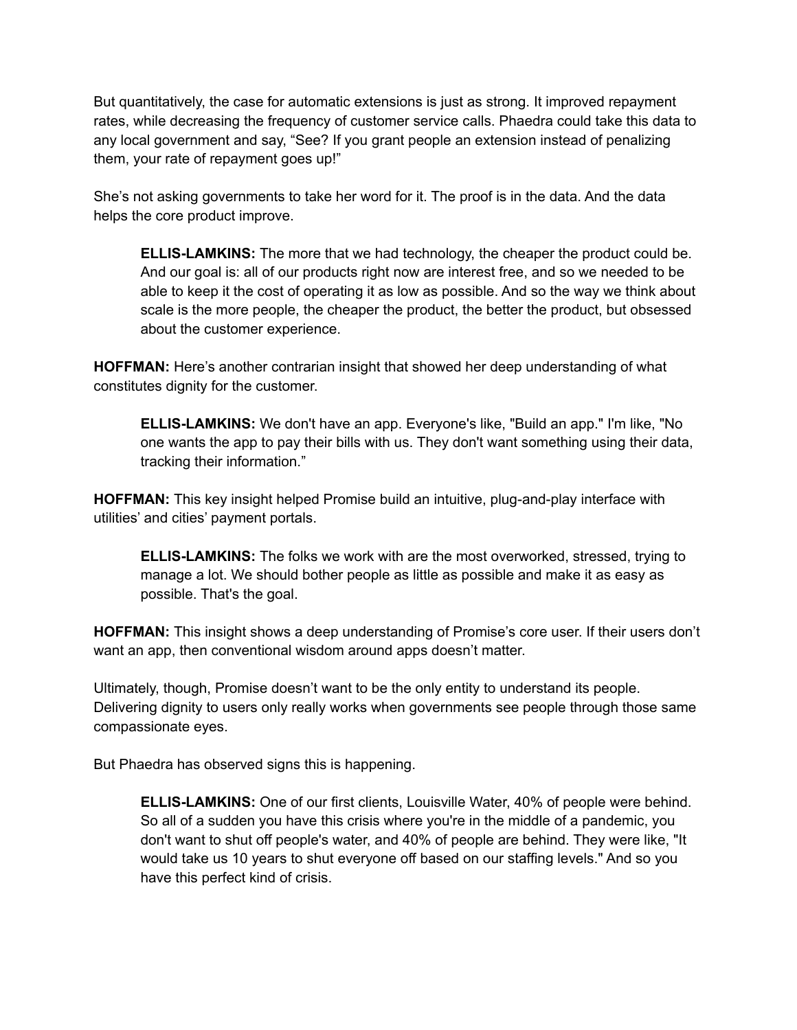But quantitatively, the case for automatic extensions is just as strong. It improved repayment rates, while decreasing the frequency of customer service calls. Phaedra could take this data to any local government and say, "See? If you grant people an extension instead of penalizing them, your rate of repayment goes up!"

She's not asking governments to take her word for it. The proof is in the data. And the data helps the core product improve.

> **ELLIS-LAMKINS:** The more that we had technology, the cheaper the product could be. And our goal is: all of our products right now are interest free, and so we needed to be able to keep it the cost of operating it as low as possible. And so the way we think about scale is the more people, the cheaper the product, the better the product, but obsessed about the customer experience.

**HOFFMAN:** Here's another contrarian insight that showed her deep understanding of what constitutes dignity for the customer.

> **ELLIS-LAMKINS:** We don't have an app. Everyone's like, "Build an app." I'm like, "No one wants the app to pay their bills with us. They don't want something using their data, tracking their information."

**HOFFMAN:** This key insight helped Promise build an intuitive, plug-and-play interface with utilities' and cities' payment portals.

> **ELLIS-LAMKINS:** The folks we work with are the most overworked, stressed, trying to manage a lot. We should bother people as little as possible and make it as easy as possible. That's the goal.

**HOFFMAN:** This insight shows a deep understanding of Promise's core user. If their users don't want an app, then conventional wisdom around apps doesn't matter.

Ultimately, though, Promise doesn't want to be the only entity to understand its people. Delivering dignity to users only really works when governments see people through those same compassionate eyes.

But Phaedra has observed signs this is happening.

> **ELLIS-LAMKINS:** One of our first clients, Louisville Water, 40% of people were behind. So all of a sudden you have this crisis where you're in the middle of a pandemic, you don't want to shut off people's water, and 40% of people are behind. They were like, "It would take us 10 years to shut everyone off based on our staffing levels." And so you have this perfect kind of crisis.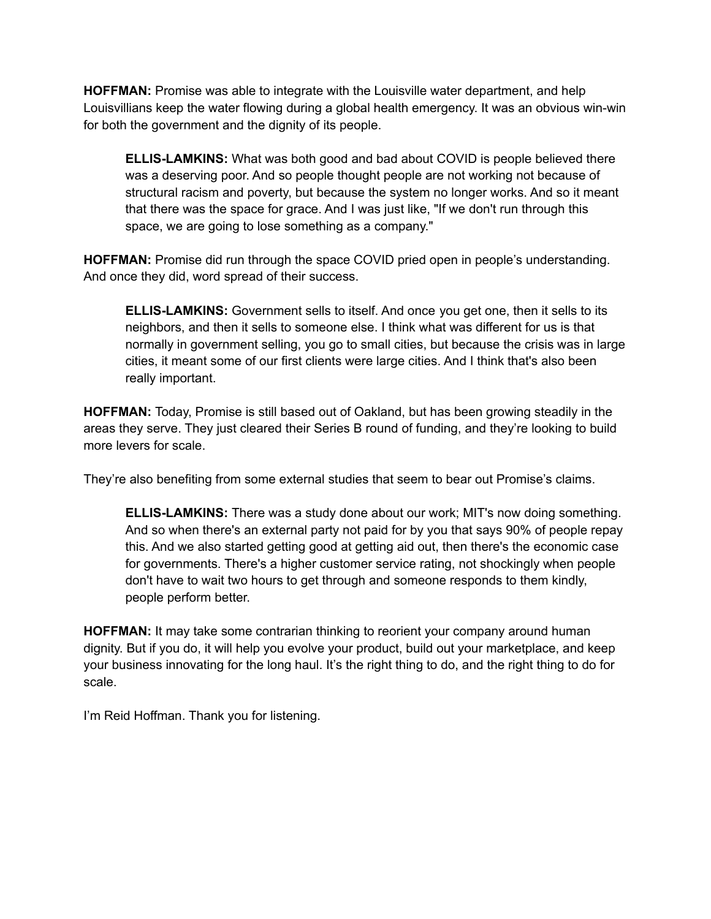**HOFFMAN:** Promise was able to integrate with the Louisville water department, and help Louisvillians keep the water flowing during a global health emergency. It was an obvious win-win for both the government and the dignity of its people.

> **ELLIS-LAMKINS:** What was both good and bad about COVID is people believed there was a deserving poor. And so people thought people are not working not because of structural racism and poverty, but because the system no longer works. And so it meant that there was the space for grace. And I was just like, "If we don't run through this space, we are going to lose something as a company."

**HOFFMAN:** Promise did run through the space COVID pried open in people's understanding. And once they did, word spread of their success.

> **ELLIS-LAMKINS:** Government sells to itself. And once you get one, then it sells to its neighbors, and then it sells to someone else. I think what was different for us is that normally in government selling, you go to small cities, but because the crisis was in large cities, it meant some of our first clients were large cities. And I think that's also been really important.

**HOFFMAN:** Today, Promise is still based out of Oakland, but has been growing steadily in the areas they serve. They just cleared their Series B round of funding, and they're looking to build more levers for scale.

They're also benefiting from some external studies that seem to bear out Promise's claims.

> **ELLIS-LAMKINS:** There was a study done about our work; MIT's now doing something. And so when there's an external party not paid for by you that says 90% of people repay this. And we also started getting good at getting aid out, then there's the economic case for governments. There's a higher customer service rating, not shockingly when people don't have to wait two hours to get through and someone responds to them kindly, people perform better.

**HOFFMAN:** It may take some contrarian thinking to reorient your company around human dignity. But if you do, it will help you evolve your product, build out your marketplace, and keep your business innovating for the long haul. It's the right thing to do, and the right thing to do for scale.

I'm Reid Hoffman. Thank you for listening.